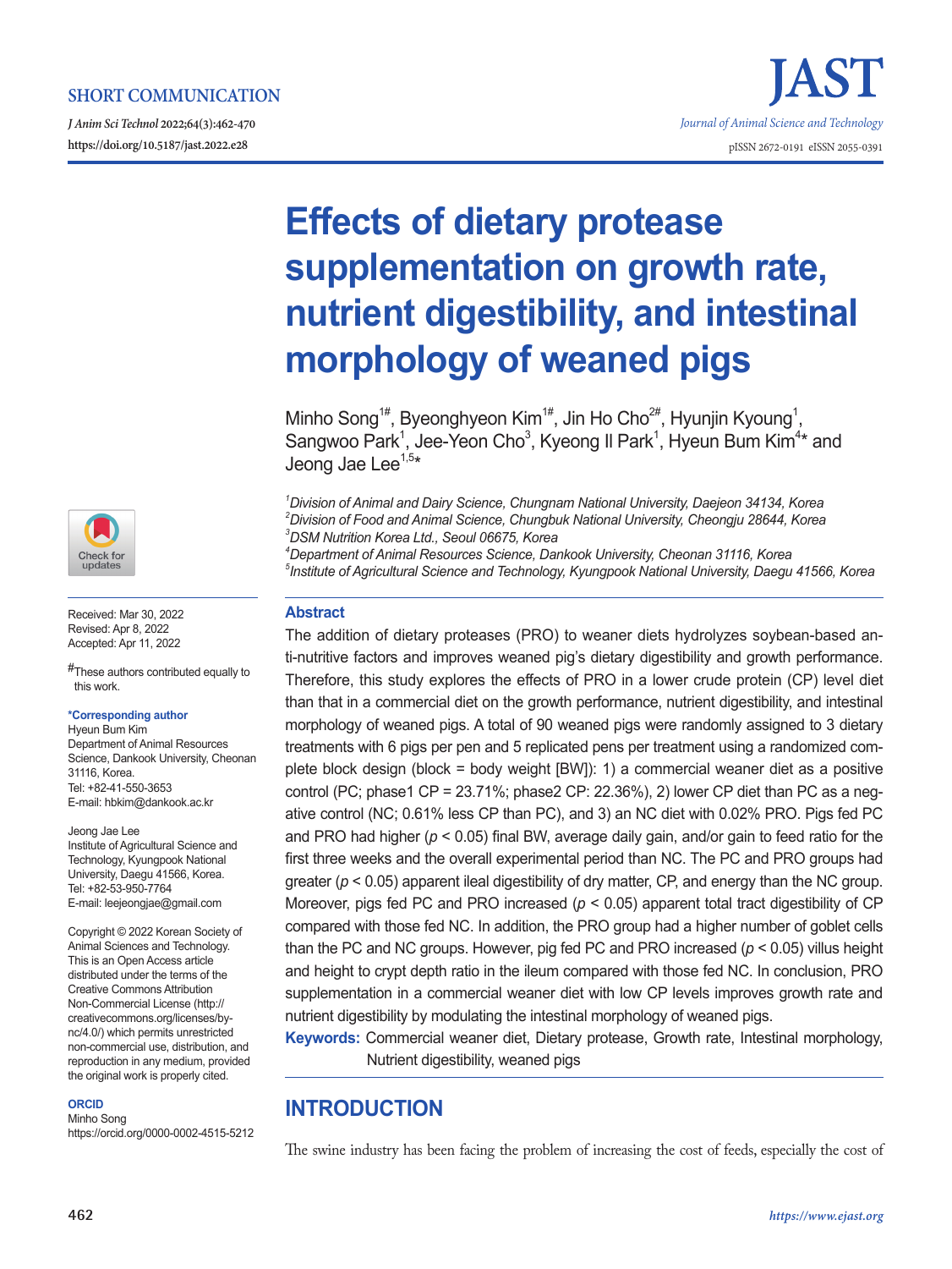SHORT COMMUNICATION

*J Anim Sci Technol* 2022;64(3):462-470
https://doi.org/10.5187/jast.2022.e28

# Effects of dietary protease supplementation on growth rate, nutrient digestibility, and intestinal morphology of weaned pigs

Minho Song[1#], Byeonghyeon Kim[1#], Jin Ho Cho[2#], Hyunjin Kyoung[1], Sangwoo Park[1], Jee-Yeon Cho[3], Kyeong Il Park[1], Hyeun Bum Kim[4]* and Jeong Jae Lee[1,5]*

[1]*Division of Animal and Dairy Science, Chungnam National University, Daejeon 34134, Korea*
[2]*Division of Food and Animal Science, Chungbuk National University, Cheongju 28644, Korea*
[3]*DSM Nutrition Korea Ltd., Seoul 06675, Korea*
[4]*Department of Animal Resources Science, Dankook University, Cheonan 31116, Korea*
[5]*Institute of Agricultural Science and Technology, Kyungpook National University, Daegu 41566, Korea*

Received: Mar 30, 2022
Revised: Apr 8, 2022
Accepted: Apr 11, 2022

#These authors contributed equally to this work.

**\*Corresponding author**
Hyeun Bum Kim
Department of Animal Resources Science, Dankook University, Cheonan 31116, Korea.
Tel: +82-41-550-3653
E-mail: hbkim@dankook.ac.kr

Jeong Jae Lee
Institute of Agricultural Science and Technology, Kyungpook National University, Daegu 41566, Korea.
Tel: +82-53-950-7764
E-mail: leejeongjae@gmail.com

Copyright © 2022 Korean Society of Animal Sciences and Technology. This is an Open Access article distributed under the terms of the Creative Commons Attribution Non-Commercial License (http://creativecommons.org/licenses/by-nc/4.0/) which permits unrestricted non-commercial use, distribution, and reproduction in any medium, provided the original work is properly cited.

**ORCID**
Minho Song
https://orcid.org/0000-0002-4515-5212

## Abstract

The addition of dietary proteases (PRO) to weaner diets hydrolyzes soybean-based anti-nutritive factors and improves weaned pig's dietary digestibility and growth performance. Therefore, this study explores the effects of PRO in a lower crude protein (CP) level diet than that in a commercial diet on the growth performance, nutrient digestibility, and intestinal morphology of weaned pigs. A total of 90 weaned pigs were randomly assigned to 3 dietary treatments with 6 pigs per pen and 5 replicated pens per treatment using a randomized complete block design (block = body weight [BW]): 1) a commercial weaner diet as a positive control (PC; phase1 CP = 23.71%; phase2 CP: 22.36%), 2) lower CP diet than PC as a negative control (NC; 0.61% less CP than PC), and 3) an NC diet with 0.02% PRO. Pigs fed PC and PRO had higher ($p < 0.05$) final BW, average daily gain, and/or gain to feed ratio for the first three weeks and the overall experimental period than NC. The PC and PRO groups had greater ($p < 0.05$) apparent ileal digestibility of dry matter, CP, and energy than the NC group. Moreover, pigs fed PC and PRO increased ($p < 0.05$) apparent total tract digestibility of CP compared with those fed NC. In addition, the PRO group had a higher number of goblet cells than the PC and NC groups. However, pig fed PC and PRO increased ($p < 0.05$) villus height and height to crypt depth ratio in the ileum compared with those fed NC. In conclusion, PRO supplementation in a commercial weaner diet with low CP levels improves growth rate and nutrient digestibility by modulating the intestinal morphology of weaned pigs.

**Keywords:** Commercial weaner diet, Dietary protease, Growth rate, Intestinal morphology, Nutrient digestibility, weaned pigs

## INTRODUCTION

The swine industry has been facing the problem of increasing the cost of feeds, especially the cost of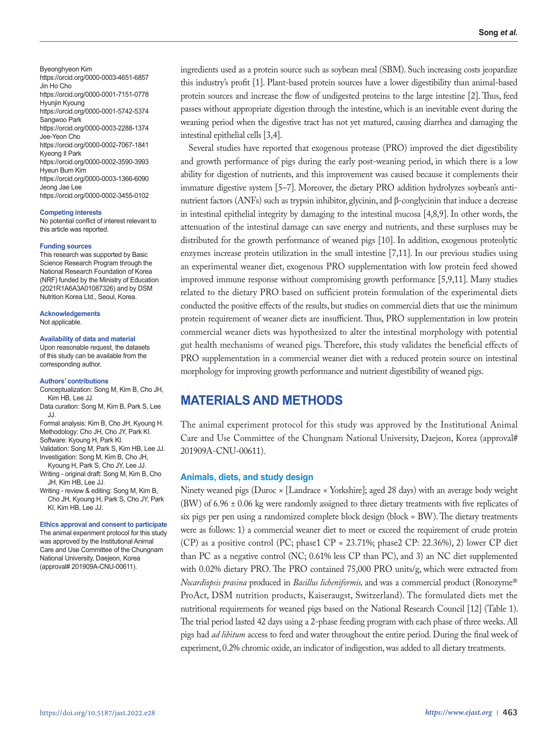Byeonghyeon Kim
https://orcid.org/0000-0003-4651-6857
Jin Ho Cho
https://orcid.org/0000-0001-7151-0778
Hyunjin Kyoung
https://orcid.org/0000-0001-5742-5374
Sangwoo Park
https://orcid.org/0000-0003-2288-1374
Jee-Yeon Cho
https://orcid.org/0000-0002-7067-1841
Kyeong Il Park
https://orcid.org/0000-0002-3590-3993
Hyeun Bum Kim
https://orcid.org/0000-0003-1366-6090
Jeong Jae Lee
https://orcid.org/0000-0002-3455-0102

**Competing interests**
No potential conflict of interest relevant to this article was reported.

**Funding sources**
This research was supported by Basic Science Research Program through the National Research Foundation of Korea (NRF) funded by the Ministry of Education (2021R1A6A3A01087326) and by DSM Nutrition Korea Ltd., Seoul, Korea.

**Acknowledgements**
Not applicable.

**Availability of data and material**
Upon reasonable request, the datasets of this study can be available from the corresponding author.

**Authors' contributions**
Conceptualization: Song M, Kim B, Cho JH, Kim HB, Lee JJ.
Data curation: Song M, Kim B, Park S, Lee JJ.
Formal analysis: Kim B, Cho JH, Kyoung H.
Methodology: Cho JH, Cho JY, Park KI.
Software: Kyoung H, Park KI.
Validation: Song M, Park S, Kim HB, Lee JJ.
Investigation: Song M, Kim B, Cho JH, Kyoung H, Park S, Cho JY, Lee JJ.
Writing - original draft: Song M, Kim B, Cho JH, Kim HB, Lee JJ.
Writing - review & editing: Song M, Kim B, Cho JH, Kyoung H, Park S, Cho JY, Park KI, Kim HB, Lee JJ.

**Ethics approval and consent to participate**
The animal experiment protocol for this study was approved by the Institutional Animal Care and Use Committee of the Chungnam National University, Daejeon, Korea (approval# 201909A-CNU-00611).

ingredients used as a protein source such as soybean meal (SBM). Such increasing costs jeopardize this industry's profit [1]. Plant-based protein sources have a lower digestibility than animal-based protein sources and increase the flow of undigested proteins to the large intestine [2]. Thus, feed passes without appropriate digestion through the intestine, which is an inevitable event during the weaning period when the digestive tract has not yet matured, causing diarrhea and damaging the intestinal epithelial cells [3,4].

Several studies have reported that exogenous protease (PRO) improved the diet digestibility and growth performance of pigs during the early post-weaning period, in which there is a low ability for digestion of nutrients, and this improvement was caused because it complements their immature digestive system [5–7]. Moreover, the dietary PRO addition hydrolyzes soybean's anti-nutrient factors (ANFs) such as trypsin inhibitor, glycinin, and β-conglycinin that induce a decrease in intestinal epithelial integrity by damaging to the intestinal mucosa [4,8,9]. In other words, the attenuation of the intestinal damage can save energy and nutrients, and these surpluses may be distributed for the growth performance of weaned pigs [10]. In addition, exogenous proteolytic enzymes increase protein utilization in the small intestine [7,11]. In our previous studies using an experimental weaner diet, exogenous PRO supplementation with low protein feed showed improved immune response without compromising growth performance [5,9,11]. Many studies related to the dietary PRO based on sufficient protein formulation of the experimental diets conducted the positive effects of the results, but studies on commercial diets that use the minimum protein requirement of weaner diets are insufficient. Thus, PRO supplementation in low protein commercial weaner diets was hypothesized to alter the intestinal morphology with potential gut health mechanisms of weaned pigs. Therefore, this study validates the beneficial effects of PRO supplementation in a commercial weaner diet with a reduced protein source on intestinal morphology for improving growth performance and nutrient digestibility of weaned pigs.

# MATERIALS AND METHODS

The animal experiment protocol for this study was approved by the Institutional Animal Care and Use Committee of the Chungnam National University, Daejeon, Korea (approval# 201909A-CNU-00611).

## Animals, diets, and study design

Ninety weaned pigs (Duroc × [Landrace × Yorkshire]; aged 28 days) with an average body weight (BW) of 6.96 ± 0.06 kg were randomly assigned to three dietary treatments with five replicates of six pigs per pen using a randomized complete block design (block = BW). The dietary treatments were as follows: 1) a commercial weaner diet to meet or exceed the requirement of crude protein (CP) as a positive control (PC; phase1 CP = 23.71%; phase2 CP: 22.36%), 2) lower CP diet than PC as a negative control (NC; 0.61% less CP than PC), and 3) an NC diet supplemented with 0.02% dietary PRO. The PRO contained 75,000 PRO units/g, which were extracted from *Nocardiopsis prasina* produced in *Bacillus licheniformis,* and was a commercial product (Ronozyme® ProAct, DSM nutrition products, Kaiseraugst, Switzerland). The formulated diets met the nutritional requirements for weaned pigs based on the National Research Council [12] (Table 1). The trial period lasted 42 days using a 2-phase feeding program with each phase of three weeks. All pigs had *ad libitum* access to feed and water throughout the entire period. During the final week of experiment, 0.2% chromic oxide, an indicator of indigestion, was added to all dietary treatments.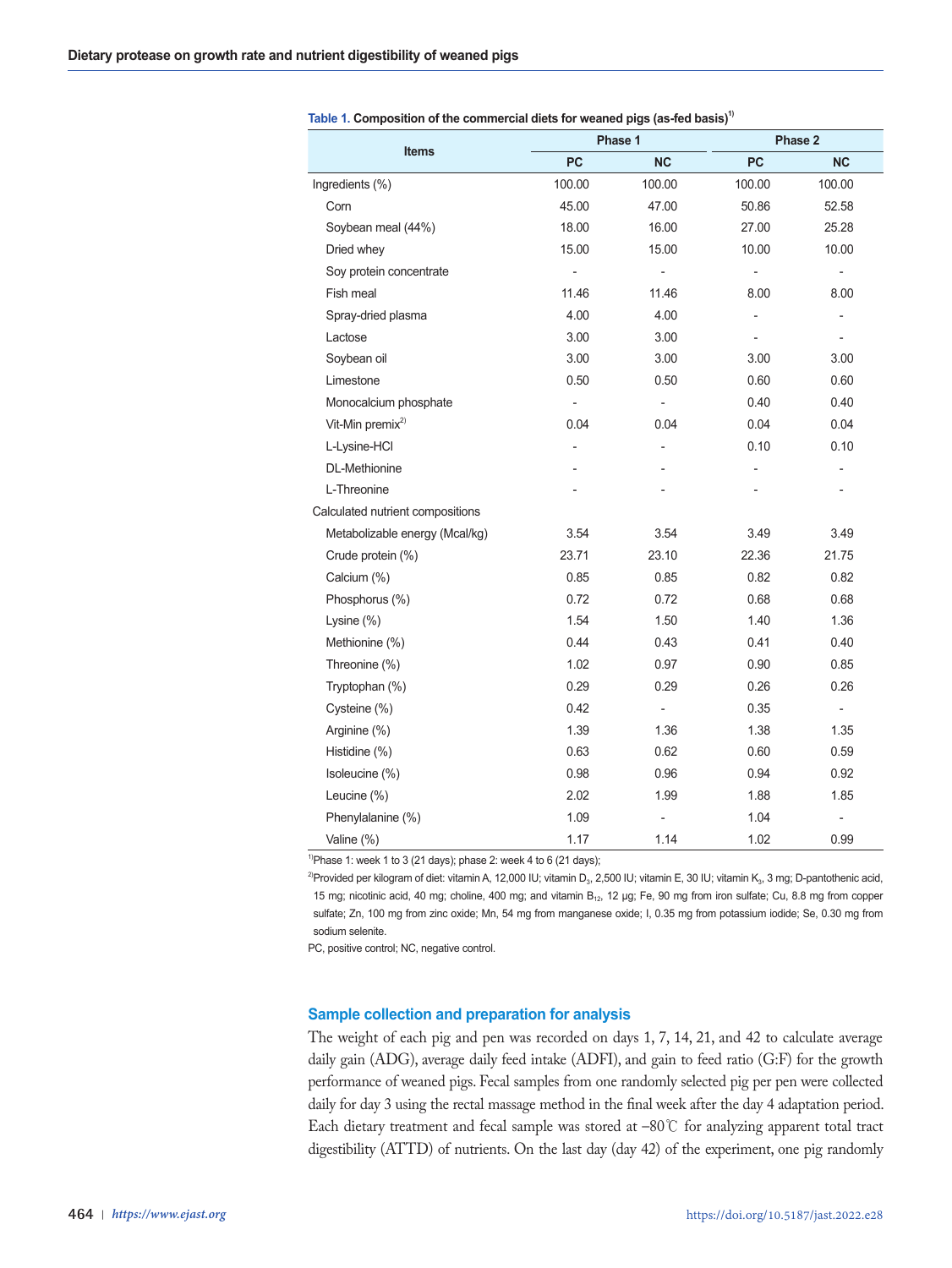**Table 1. Composition of the commercial diets for weaned pigs (as-fed basis)[1)]**

| Items | Phase 1 | | Phase 2 | |
|---|---|---|---|---|
| | PC | NC | PC | NC |
| Ingredients (%) | 100.00 | 100.00 | 100.00 | 100.00 |
| Corn | 45.00 | 47.00 | 50.86 | 52.58 |
| Soybean meal (44%) | 18.00 | 16.00 | 27.00 | 25.28 |
| Dried whey | 15.00 | 15.00 | 10.00 | 10.00 |
| Soy protein concentrate | - | - | - | - |
| Fish meal | 11.46 | 11.46 | 8.00 | 8.00 |
| Spray-dried plasma | 4.00 | 4.00 | - | - |
| Lactose | 3.00 | 3.00 | - | - |
| Soybean oil | 3.00 | 3.00 | 3.00 | 3.00 |
| Limestone | 0.50 | 0.50 | 0.60 | 0.60 |
| Monocalcium phosphate | - | - | 0.40 | 0.40 |
| Vit-Min premix[2)] | 0.04 | 0.04 | 0.04 | 0.04 |
| L-Lysine-HCl | - | - | 0.10 | 0.10 |
| DL-Methionine | - | - | - | - |
| L-Threonine | - | - | - | - |
| Calculated nutrient compositions | | | | |
| Metabolizable energy (Mcal/kg) | 3.54 | 3.54 | 3.49 | 3.49 |
| Crude protein (%) | 23.71 | 23.10 | 22.36 | 21.75 |
| Calcium (%) | 0.85 | 0.85 | 0.82 | 0.82 |
| Phosphorus (%) | 0.72 | 0.72 | 0.68 | 0.68 |
| Lysine (%) | 1.54 | 1.50 | 1.40 | 1.36 |
| Methionine (%) | 0.44 | 0.43 | 0.41 | 0.40 |
| Threonine (%) | 1.02 | 0.97 | 0.90 | 0.85 |
| Tryptophan (%) | 0.29 | 0.29 | 0.26 | 0.26 |
| Cysteine (%) | 0.42 | - | 0.35 | - |
| Arginine (%) | 1.39 | 1.36 | 1.38 | 1.35 |
| Histidine (%) | 0.63 | 0.62 | 0.60 | 0.59 |
| Isoleucine (%) | 0.98 | 0.96 | 0.94 | 0.92 |
| Leucine (%) | 2.02 | 1.99 | 1.88 | 1.85 |
| Phenylalanine (%) | 1.09 | - | 1.04 | - |
| Valine (%) | 1.17 | 1.14 | 1.02 | 0.99 |

[1)]Phase 1: week 1 to 3 (21 days); phase 2: week 4 to 6 (21 days);

[2)]Provided per kilogram of diet: vitamin A, 12,000 IU; vitamin $D_3$, 2,500 IU; vitamin E, 30 IU; vitamin $K_3$, 3 mg; D-pantothenic acid, 15 mg; nicotinic acid, 40 mg; choline, 400 mg; and vitamin $B_{12}$, 12 μg; Fe, 90 mg from iron sulfate; Cu, 8.8 mg from copper sulfate; Zn, 100 mg from zinc oxide; Mn, 54 mg from manganese oxide; I, 0.35 mg from potassium iodide; Se, 0.30 mg from sodium selenite.

PC, positive control; NC, negative control.

### Sample collection and preparation for analysis

The weight of each pig and pen was recorded on days 1, 7, 14, 21, and 42 to calculate average daily gain (ADG), average daily feed intake (ADFI), and gain to feed ratio (G:F) for the growth performance of weaned pigs. Fecal samples from one randomly selected pig per pen were collected daily for day 3 using the rectal massage method in the final week after the day 4 adaptation period. Each dietary treatment and fecal sample was stored at −80℃ for analyzing apparent total tract digestibility (ATTD) of nutrients. On the last day (day 42) of the experiment, one pig randomly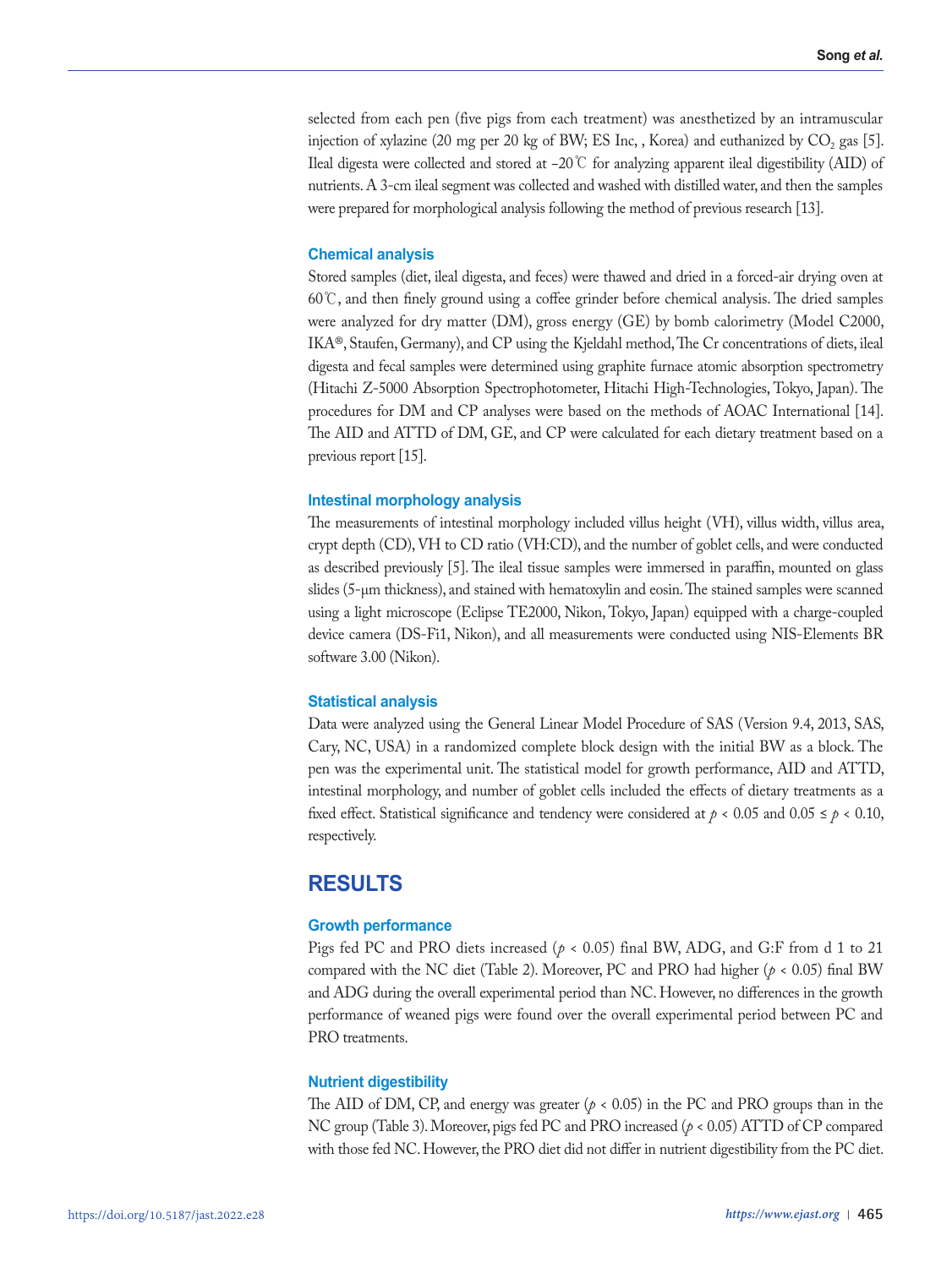selected from each pen (five pigs from each treatment) was anesthetized by an intramuscular injection of xylazine (20 mg per 20 kg of BW; ES Inc, , Korea) and euthanized by $CO_2$ gas [5]. Ileal digesta were collected and stored at −20℃ for analyzing apparent ileal digestibility (AID) of nutrients. A 3-cm ileal segment was collected and washed with distilled water, and then the samples were prepared for morphological analysis following the method of previous research [13].

### Chemical analysis

Stored samples (diet, ileal digesta, and feces) were thawed and dried in a forced-air drying oven at 60℃, and then finely ground using a coffee grinder before chemical analysis. The dried samples were analyzed for dry matter (DM), gross energy (GE) by bomb calorimetry (Model C2000, IKA®, Staufen, Germany), and CP using the Kjeldahl method, The Cr concentrations of diets, ileal digesta and fecal samples were determined using graphite furnace atomic absorption spectrometry (Hitachi Z-5000 Absorption Spectrophotometer, Hitachi High-Technologies, Tokyo, Japan). The procedures for DM and CP analyses were based on the methods of AOAC International [14]. The AID and ATTD of DM, GE, and CP were calculated for each dietary treatment based on a previous report [15].

### Intestinal morphology analysis

The measurements of intestinal morphology included villus height (VH), villus width, villus area, crypt depth (CD), VH to CD ratio (VH:CD), and the number of goblet cells, and were conducted as described previously [5]. The ileal tissue samples were immersed in paraffin, mounted on glass slides (5-μm thickness), and stained with hematoxylin and eosin. The stained samples were scanned using a light microscope (Eclipse TE2000, Nikon, Tokyo, Japan) equipped with a charge-coupled device camera (DS-Fi1, Nikon), and all measurements were conducted using NIS-Elements BR software 3.00 (Nikon).

### Statistical analysis

Data were analyzed using the General Linear Model Procedure of SAS (Version 9.4, 2013, SAS, Cary, NC, USA) in a randomized complete block design with the initial BW as a block. The pen was the experimental unit. The statistical model for growth performance, AID and ATTD, intestinal morphology, and number of goblet cells included the effects of dietary treatments as a fixed effect. Statistical significance and tendency were considered at $p < 0.05$ and $0.05 \leq p < 0.10$, respectively.

## RESULTS

### Growth performance

Pigs fed PC and PRO diets increased ($p < 0.05$) final BW, ADG, and G:F from d 1 to 21 compared with the NC diet (Table 2). Moreover, PC and PRO had higher ($p < 0.05$) final BW and ADG during the overall experimental period than NC. However, no differences in the growth performance of weaned pigs were found over the overall experimental period between PC and PRO treatments.

### Nutrient digestibility

The AID of DM, CP, and energy was greater ($p < 0.05$) in the PC and PRO groups than in the NC group (Table 3). Moreover, pigs fed PC and PRO increased ($p < 0.05$) ATTD of CP compared with those fed NC. However, the PRO diet did not differ in nutrient digestibility from the PC diet.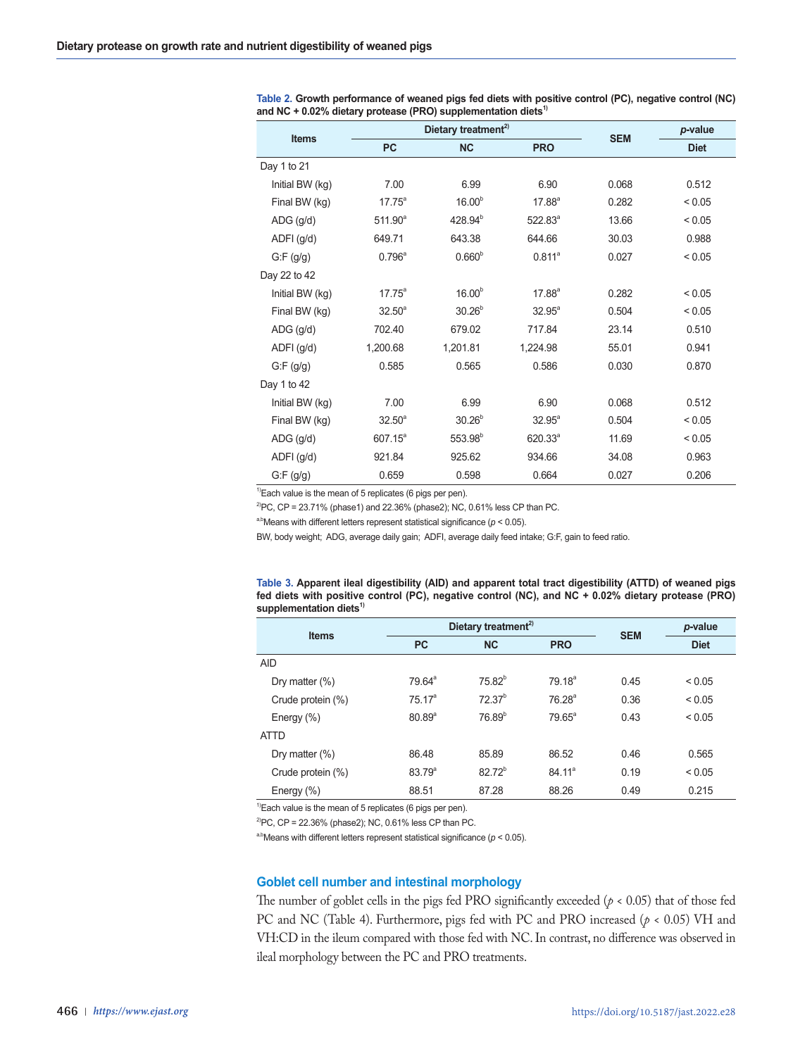**Table 2. Growth performance of weaned pigs fed diets with positive control (PC), negative control (NC) and NC + 0.02% dietary protease (PRO) supplementation diets[1)]**

| Items | Dietary treatment[2)] | | | SEM | *p*-value |
|---|---|---|---|---|---|
| | PC | NC | PRO | | Diet |
| Day 1 to 21 | | | | | |
| Initial BW (kg) | 7.00 | 6.99 | 6.90 | 0.068 | 0.512 |
| Final BW (kg) | 17.75[a] | 16.00[b] | 17.88[a] | 0.282 | < 0.05 |
| ADG (g/d) | 511.90[a] | 428.94[b] | 522.83[a] | 13.66 | < 0.05 |
| ADFI (g/d) | 649.71 | 643.38 | 644.66 | 30.03 | 0.988 |
| G:F (g/g) | 0.796[a] | 0.660[b] | 0.811[a] | 0.027 | < 0.05 |
| Day 22 to 42 | | | | | |
| Initial BW (kg) | 17.75[a] | 16.00[b] | 17.88[a] | 0.282 | < 0.05 |
| Final BW (kg) | 32.50[a] | 30.26[b] | 32.95[a] | 0.504 | < 0.05 |
| ADG (g/d) | 702.40 | 679.02 | 717.84 | 23.14 | 0.510 |
| ADFI (g/d) | 1,200.68 | 1,201.81 | 1,224.98 | 55.01 | 0.941 |
| G:F (g/g) | 0.585 | 0.565 | 0.586 | 0.030 | 0.870 |
| Day 1 to 42 | | | | | |
| Initial BW (kg) | 7.00 | 6.99 | 6.90 | 0.068 | 0.512 |
| Final BW (kg) | 32.50[a] | 30.26[b] | 32.95[a] | 0.504 | < 0.05 |
| ADG (g/d) | 607.15[a] | 553.98[b] | 620.33[a] | 11.69 | < 0.05 |
| ADFI (g/d) | 921.84 | 925.62 | 934.66 | 34.08 | 0.963 |
| G:F (g/g) | 0.659 | 0.598 | 0.664 | 0.027 | 0.206 |

[1)]Each value is the mean of 5 replicates (6 pigs per pen).

[2)]PC, CP = 23.71% (phase1) and 22.36% (phase2); NC, 0.61% less CP than PC.

[a,b]Means with different letters represent statistical significance ($p < 0.05$).

BW, body weight; ADG, average daily gain; ADFI, average daily feed intake; G:F, gain to feed ratio.

**Table 3. Apparent ileal digestibility (AID) and apparent total tract digestibility (ATTD) of weaned pigs fed diets with positive control (PC), negative control (NC), and NC + 0.02% dietary protease (PRO) supplementation diets[1)]**

| Items | Dietary treatment[2)] | | | SEM | *p*-value |
|---|---|---|---|---|---|
| | PC | NC | PRO | | Diet |
| AID | | | | | |
| Dry matter (%) | 79.64[a] | 75.82[b] | 79.18[a] | 0.45 | < 0.05 |
| Crude protein (%) | 75.17[a] | 72.37[b] | 76.28[a] | 0.36 | < 0.05 |
| Energy (%) | 80.89[a] | 76.89[b] | 79.65[a] | 0.43 | < 0.05 |
| ATTD | | | | | |
| Dry matter (%) | 86.48 | 85.89 | 86.52 | 0.46 | 0.565 |
| Crude protein (%) | 83.79[a] | 82.72[b] | 84.11[a] | 0.19 | < 0.05 |
| Energy (%) | 88.51 | 87.28 | 88.26 | 0.49 | 0.215 |

[1)]Each value is the mean of 5 replicates (6 pigs per pen).

[2)]PC, CP = 22.36% (phase2); NC, 0.61% less CP than PC.

[a,b]Means with different letters represent statistical significance ($p < 0.05$).

### Goblet cell number and intestinal morphology

The number of goblet cells in the pigs fed PRO significantly exceeded ($p < 0.05$) that of those fed PC and NC (Table 4). Furthermore, pigs fed with PC and PRO increased ($p < 0.05$) VH and VH:CD in the ileum compared with those fed with NC. In contrast, no difference was observed in ileal morphology between the PC and PRO treatments.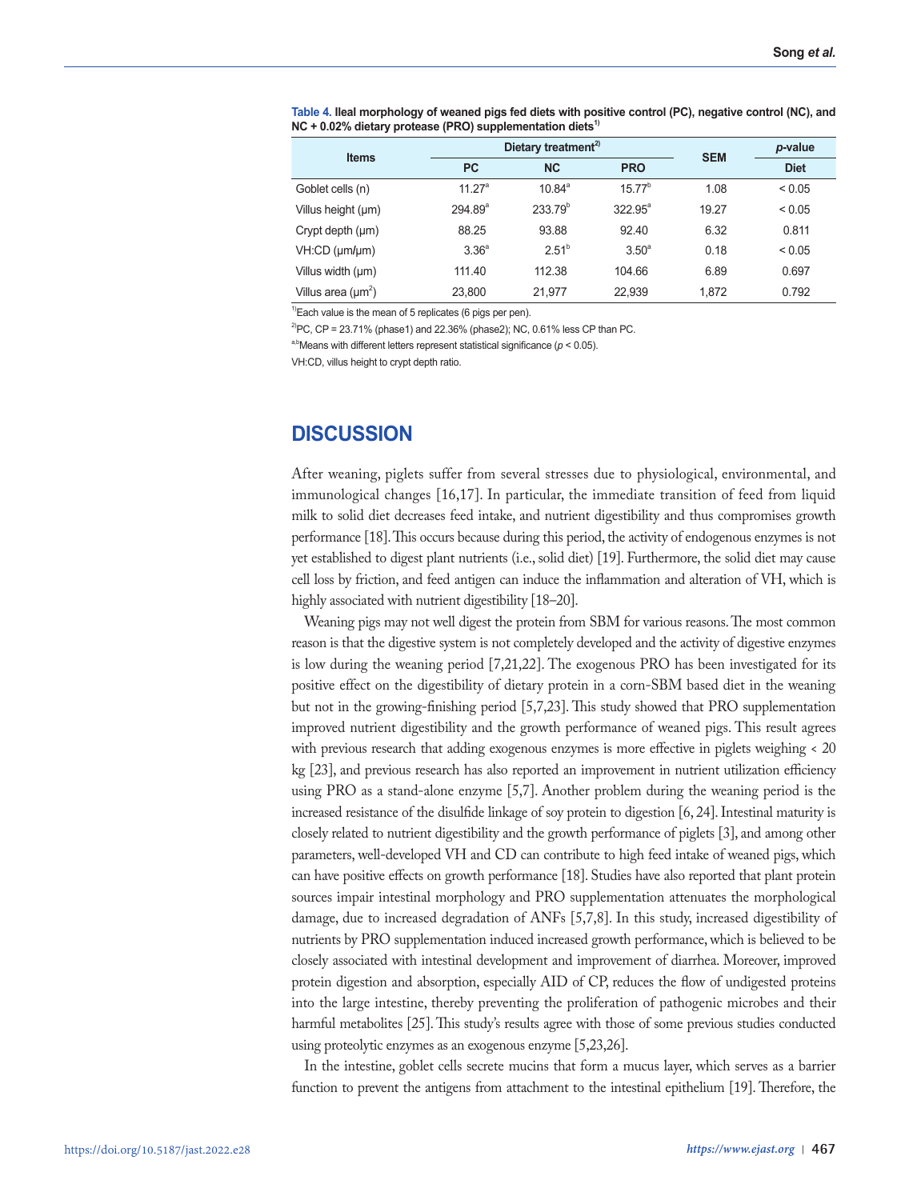**Table 4. Ileal morphology of weaned pigs fed diets with positive control (PC), negative control (NC), and NC + 0.02% dietary protease (PRO) supplementation diets[1)]**

| Items | Dietary treatment[2)] | | | SEM | *p*-value |
|---|---|---|---|---|---|
| | PC | NC | PRO | | Diet |
| Goblet cells (n) | 11.27[a] | 10.84[a] | 15.77[b] | 1.08 | < 0.05 |
| Villus height (μm) | 294.89[a] | 233.79[b] | 322.95[a] | 19.27 | < 0.05 |
| Crypt depth (μm) | 88.25 | 93.88 | 92.40 | 6.32 | 0.811 |
| VH:CD (μm/μm) | 3.36[a] | 2.51[b] | 3.50[a] | 0.18 | < 0.05 |
| Villus width (μm) | 111.40 | 112.38 | 104.66 | 6.89 | 0.697 |
| Villus area (μm$^2$) | 23,800 | 21,977 | 22,939 | 1,872 | 0.792 |

[1)]Each value is the mean of 5 replicates (6 pigs per pen).

[2)]PC, CP = 23.71% (phase1) and 22.36% (phase2); NC, 0.61% less CP than PC.

[a,b]Means with different letters represent statistical significance ($p < 0.05$).

VH:CD, villus height to crypt depth ratio.

## DISCUSSION

After weaning, piglets suffer from several stresses due to physiological, environmental, and immunological changes [16,17]. In particular, the immediate transition of feed from liquid milk to solid diet decreases feed intake, and nutrient digestibility and thus compromises growth performance [18]. This occurs because during this period, the activity of endogenous enzymes is not yet established to digest plant nutrients (i.e., solid diet) [19]. Furthermore, the solid diet may cause cell loss by friction, and feed antigen can induce the inflammation and alteration of VH, which is highly associated with nutrient digestibility [18–20].

Weaning pigs may not well digest the protein from SBM for various reasons. The most common reason is that the digestive system is not completely developed and the activity of digestive enzymes is low during the weaning period [7,21,22]. The exogenous PRO has been investigated for its positive effect on the digestibility of dietary protein in a corn-SBM based diet in the weaning but not in the growing-finishing period [5,7,23]. This study showed that PRO supplementation improved nutrient digestibility and the growth performance of weaned pigs. This result agrees with previous research that adding exogenous enzymes is more effective in piglets weighing < 20 kg [23], and previous research has also reported an improvement in nutrient utilization efficiency using PRO as a stand-alone enzyme [5,7]. Another problem during the weaning period is the increased resistance of the disulfide linkage of soy protein to digestion [6, 24]. Intestinal maturity is closely related to nutrient digestibility and the growth performance of piglets [3], and among other parameters, well-developed VH and CD can contribute to high feed intake of weaned pigs, which can have positive effects on growth performance [18]. Studies have also reported that plant protein sources impair intestinal morphology and PRO supplementation attenuates the morphological damage, due to increased degradation of ANFs [5,7,8]. In this study, increased digestibility of nutrients by PRO supplementation induced increased growth performance, which is believed to be closely associated with intestinal development and improvement of diarrhea. Moreover, improved protein digestion and absorption, especially AID of CP, reduces the flow of undigested proteins into the large intestine, thereby preventing the proliferation of pathogenic microbes and their harmful metabolites [25]. This study's results agree with those of some previous studies conducted using proteolytic enzymes as an exogenous enzyme [5,23,26].

In the intestine, goblet cells secrete mucins that form a mucus layer, which serves as a barrier function to prevent the antigens from attachment to the intestinal epithelium [19]. Therefore, the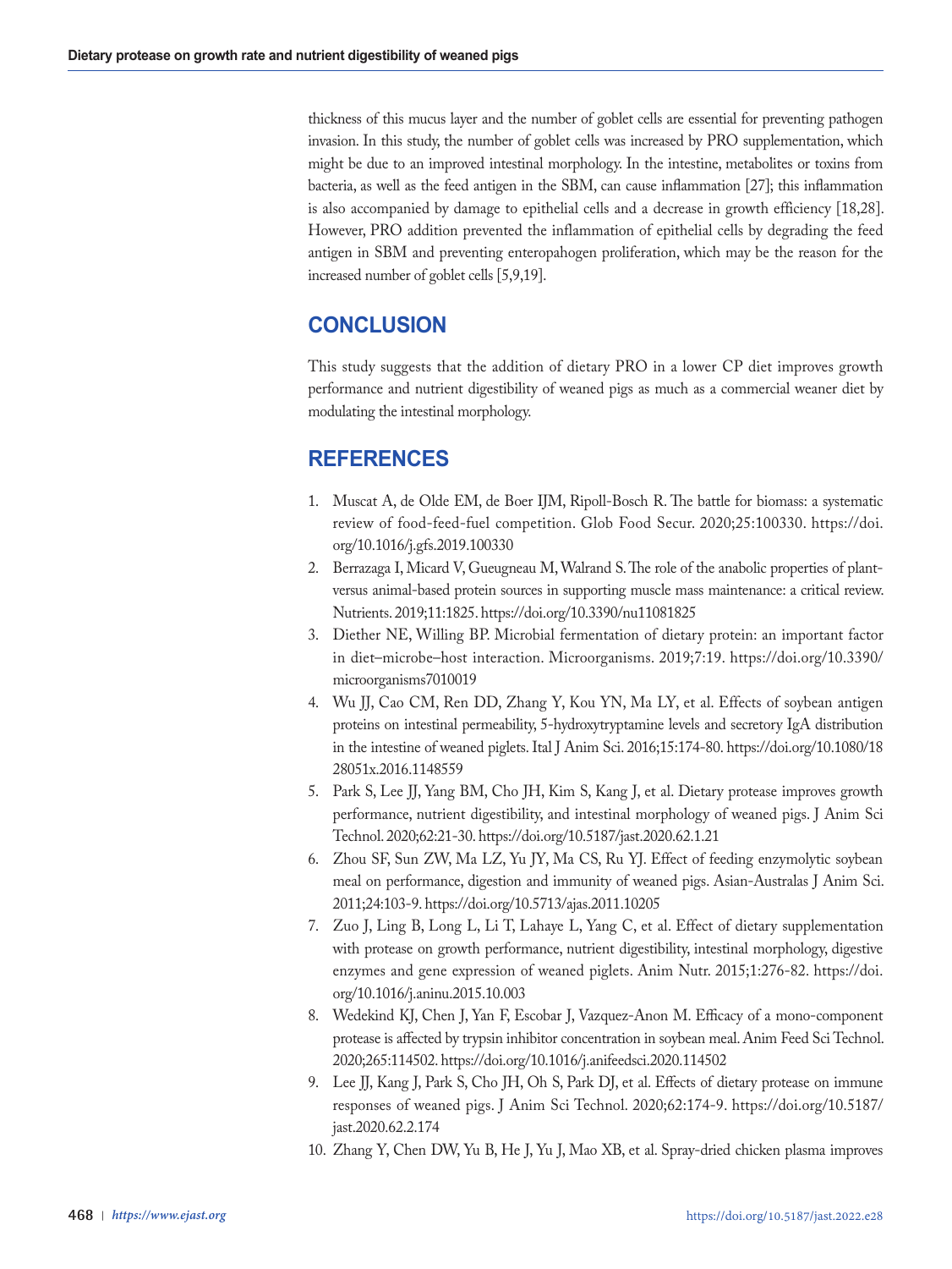thickness of this mucus layer and the number of goblet cells are essential for preventing pathogen invasion. In this study, the number of goblet cells was increased by PRO supplementation, which might be due to an improved intestinal morphology. In the intestine, metabolites or toxins from bacteria, as well as the feed antigen in the SBM, can cause inflammation [27]; this inflammation is also accompanied by damage to epithelial cells and a decrease in growth efficiency [18,28]. However, PRO addition prevented the inflammation of epithelial cells by degrading the feed antigen in SBM and preventing enteropahogen proliferation, which may be the reason for the increased number of goblet cells [5,9,19].

## CONCLUSION

This study suggests that the addition of dietary PRO in a lower CP diet improves growth performance and nutrient digestibility of weaned pigs as much as a commercial weaner diet by modulating the intestinal morphology.

## REFERENCES

1. Muscat A, de Olde EM, de Boer IJM, Ripoll-Bosch R. The battle for biomass: a systematic review of food-feed-fuel competition. Glob Food Secur. 2020;25:100330. https://doi.org/10.1016/j.gfs.2019.100330
2. Berrazaga I, Micard V, Gueugneau M, Walrand S. The role of the anabolic properties of plant- versus animal-based protein sources in supporting muscle mass maintenance: a critical review. Nutrients. 2019;11:1825. https://doi.org/10.3390/nu11081825
3. Diether NE, Willing BP. Microbial fermentation of dietary protein: an important factor in diet–microbe–host interaction. Microorganisms. 2019;7:19. https://doi.org/10.3390/microorganisms7010019
4. Wu JJ, Cao CM, Ren DD, Zhang Y, Kou YN, Ma LY, et al. Effects of soybean antigen proteins on intestinal permeability, 5-hydroxytryptamine levels and secretory IgA distribution in the intestine of weaned piglets. Ital J Anim Sci. 2016;15:174-80. https://doi.org/10.1080/1828051x.2016.1148559
5. Park S, Lee JJ, Yang BM, Cho JH, Kim S, Kang J, et al. Dietary protease improves growth performance, nutrient digestibility, and intestinal morphology of weaned pigs. J Anim Sci Technol. 2020;62:21-30. https://doi.org/10.5187/jast.2020.62.1.21
6. Zhou SF, Sun ZW, Ma LZ, Yu JY, Ma CS, Ru YJ. Effect of feeding enzymolytic soybean meal on performance, digestion and immunity of weaned pigs. Asian-Australas J Anim Sci. 2011;24:103-9. https://doi.org/10.5713/ajas.2011.10205
7. Zuo J, Ling B, Long L, Li T, Lahaye L, Yang C, et al. Effect of dietary supplementation with protease on growth performance, nutrient digestibility, intestinal morphology, digestive enzymes and gene expression of weaned piglets. Anim Nutr. 2015;1:276-82. https://doi.org/10.1016/j.aninu.2015.10.003
8. Wedekind KJ, Chen J, Yan F, Escobar J, Vazquez-Anon M. Efficacy of a mono-component protease is affected by trypsin inhibitor concentration in soybean meal. Anim Feed Sci Technol. 2020;265:114502. https://doi.org/10.1016/j.anifeedsci.2020.114502
9. Lee JJ, Kang J, Park S, Cho JH, Oh S, Park DJ, et al. Effects of dietary protease on immune responses of weaned pigs. J Anim Sci Technol. 2020;62:174-9. https://doi.org/10.5187/jast.2020.62.2.174
10. Zhang Y, Chen DW, Yu B, He J, Yu J, Mao XB, et al. Spray-dried chicken plasma improves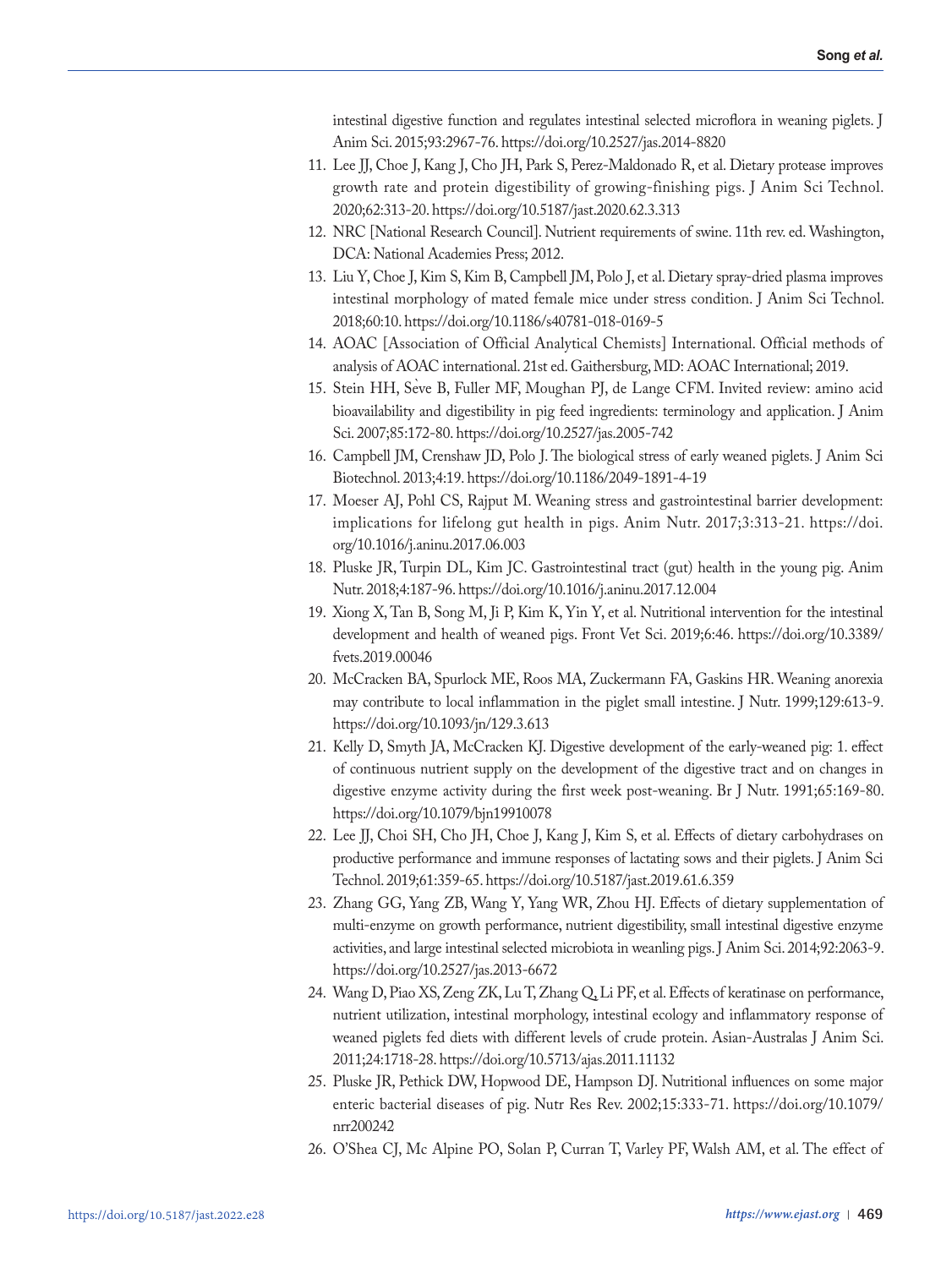intestinal digestive function and regulates intestinal selected microflora in weaning piglets. J Anim Sci. 2015;93:2967-76. https://doi.org/10.2527/jas.2014-8820

11. Lee JJ, Choe J, Kang J, Cho JH, Park S, Perez-Maldonado R, et al. Dietary protease improves growth rate and protein digestibility of growing-finishing pigs. J Anim Sci Technol. 2020;62:313-20. https://doi.org/10.5187/jast.2020.62.3.313
12. NRC [National Research Council]. Nutrient requirements of swine. 11th rev. ed. Washington, DCA: National Academies Press; 2012.
13. Liu Y, Choe J, Kim S, Kim B, Campbell JM, Polo J, et al. Dietary spray-dried plasma improves intestinal morphology of mated female mice under stress condition. J Anim Sci Technol. 2018;60:10. https://doi.org/10.1186/s40781-018-0169-5
14. AOAC [Association of Official Analytical Chemists] International. Official methods of analysis of AOAC international. 21st ed. Gaithersburg, MD: AOAC International; 2019.
15. Stein HH, Sève B, Fuller MF, Moughan PJ, de Lange CFM. Invited review: amino acid bioavailability and digestibility in pig feed ingredients: terminology and application. J Anim Sci. 2007;85:172-80. https://doi.org/10.2527/jas.2005-742
16. Campbell JM, Crenshaw JD, Polo J. The biological stress of early weaned piglets. J Anim Sci Biotechnol. 2013;4:19. https://doi.org/10.1186/2049-1891-4-19
17. Moeser AJ, Pohl CS, Rajput M. Weaning stress and gastrointestinal barrier development: implications for lifelong gut health in pigs. Anim Nutr. 2017;3:313-21. https://doi.org/10.1016/j.aninu.2017.06.003
18. Pluske JR, Turpin DL, Kim JC. Gastrointestinal tract (gut) health in the young pig. Anim Nutr. 2018;4:187-96. https://doi.org/10.1016/j.aninu.2017.12.004
19. Xiong X, Tan B, Song M, Ji P, Kim K, Yin Y, et al. Nutritional intervention for the intestinal development and health of weaned pigs. Front Vet Sci. 2019;6:46. https://doi.org/10.3389/fvets.2019.00046
20. McCracken BA, Spurlock ME, Roos MA, Zuckermann FA, Gaskins HR. Weaning anorexia may contribute to local inflammation in the piglet small intestine. J Nutr. 1999;129:613-9. https://doi.org/10.1093/jn/129.3.613
21. Kelly D, Smyth JA, McCracken KJ. Digestive development of the early-weaned pig: 1. effect of continuous nutrient supply on the development of the digestive tract and on changes in digestive enzyme activity during the first week post-weaning. Br J Nutr. 1991;65:169-80. https://doi.org/10.1079/bjn19910078
22. Lee JJ, Choi SH, Cho JH, Choe J, Kang J, Kim S, et al. Effects of dietary carbohydrases on productive performance and immune responses of lactating sows and their piglets. J Anim Sci Technol. 2019;61:359-65. https://doi.org/10.5187/jast.2019.61.6.359
23. Zhang GG, Yang ZB, Wang Y, Yang WR, Zhou HJ. Effects of dietary supplementation of multi-enzyme on growth performance, nutrient digestibility, small intestinal digestive enzyme activities, and large intestinal selected microbiota in weanling pigs. J Anim Sci. 2014;92:2063-9. https://doi.org/10.2527/jas.2013-6672
24. Wang D, Piao XS, Zeng ZK, Lu T, Zhang Q, Li PF, et al. Effects of keratinase on performance, nutrient utilization, intestinal morphology, intestinal ecology and inflammatory response of weaned piglets fed diets with different levels of crude protein. Asian-Australas J Anim Sci. 2011;24:1718-28. https://doi.org/10.5713/ajas.2011.11132
25. Pluske JR, Pethick DW, Hopwood DE, Hampson DJ. Nutritional influences on some major enteric bacterial diseases of pig. Nutr Res Rev. 2002;15:333-71. https://doi.org/10.1079/nrr200242
26. O'Shea CJ, Mc Alpine PO, Solan P, Curran T, Varley PF, Walsh AM, et al. The effect of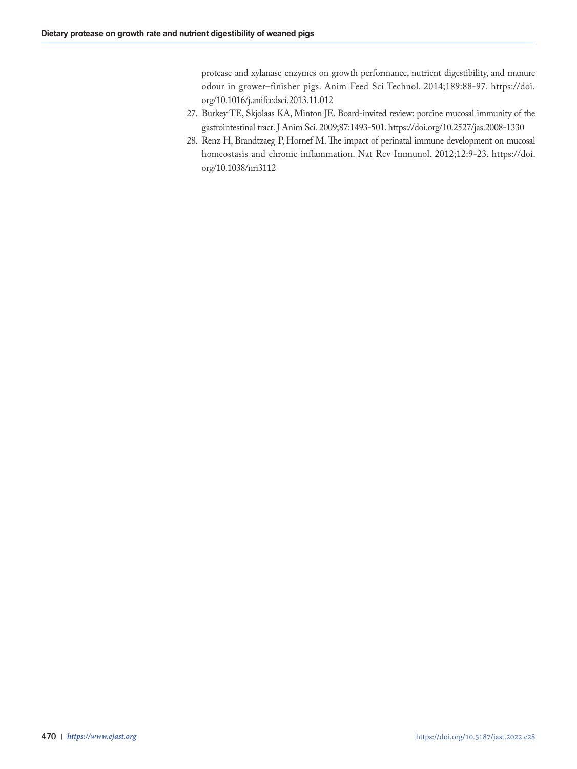protease and xylanase enzymes on growth performance, nutrient digestibility, and manure odour in grower–finisher pigs. Anim Feed Sci Technol. 2014;189:88-97. https://doi.org/10.1016/j.anifeedsci.2013.11.012

27. Burkey TE, Skjolaas KA, Minton JE. Board-invited review: porcine mucosal immunity of the gastrointestinal tract. J Anim Sci. 2009;87:1493-501. https://doi.org/10.2527/jas.2008-1330
28. Renz H, Brandtzaeg P, Hornef M. The impact of perinatal immune development on mucosal homeostasis and chronic inflammation. Nat Rev Immunol. 2012;12:9-23. https://doi.org/10.1038/nri3112